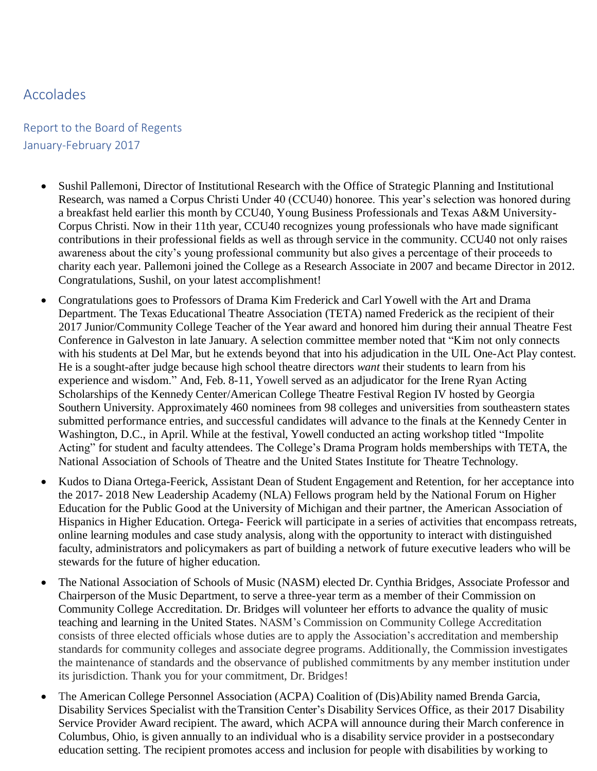# Accolades

## Report to the Board of Regents
January-February 2017

- Sushil Pallemoni, Director of Institutional Research with the Office of Strategic Planning and Institutional Research, was named a Corpus Christi Under 40 (CCU40) honoree. This year's selection was honored during a breakfast held earlier this month by CCU40, Young Business Professionals and Texas A&M University-Corpus Christi. Now in their 11th year, CCU40 recognizes young professionals who have made significant contributions in their professional fields as well as through service in the community. CCU40 not only raises awareness about the city's young professional community but also gives a percentage of their proceeds to charity each year. Pallemoni joined the College as a Research Associate in 2007 and became Director in 2012. Congratulations, Sushil, on your latest accomplishment!

- Congratulations goes to Professors of Drama Kim Frederick and Carl Yowell with the Art and Drama Department. The Texas Educational Theatre Association (TETA) named Frederick as the recipient of their 2017 Junior/Community College Teacher of the Year award and honored him during their annual Theatre Fest Conference in Galveston in late January. A selection committee member noted that "Kim not only connects with his students at Del Mar, but he extends beyond that into his adjudication in the UIL One-Act Play contest. He is a sought-after judge because high school theatre directors *want* their students to learn from his experience and wisdom." And, Feb. 8-11, Yowell served as an adjudicator for the Irene Ryan Acting Scholarships of the Kennedy Center/American College Theatre Festival Region IV hosted by Georgia Southern University. Approximately 460 nominees from 98 colleges and universities from southeastern states submitted performance entries, and successful candidates will advance to the finals at the Kennedy Center in Washington, D.C., in April. While at the festival, Yowell conducted an acting workshop titled "Impolite Acting" for student and faculty attendees. The College's Drama Program holds memberships with TETA, the National Association of Schools of Theatre and the United States Institute for Theatre Technology.

- Kudos to Diana Ortega-Feerick, Assistant Dean of Student Engagement and Retention, for her acceptance into the 2017- 2018 New Leadership Academy (NLA) Fellows program held by the National Forum on Higher Education for the Public Good at the University of Michigan and their partner, the American Association of Hispanics in Higher Education. Ortega- Feerick will participate in a series of activities that encompass retreats, online learning modules and case study analysis, along with the opportunity to interact with distinguished faculty, administrators and policymakers as part of building a network of future executive leaders who will be stewards for the future of higher education.

- The National Association of Schools of Music (NASM) elected Dr. Cynthia Bridges, Associate Professor and Chairperson of the Music Department, to serve a three-year term as a member of their Commission on Community College Accreditation. Dr. Bridges will volunteer her efforts to advance the quality of music teaching and learning in the United States. NASM's Commission on Community College Accreditation consists of three elected officials whose duties are to apply the Association's accreditation and membership standards for community colleges and associate degree programs. Additionally, the Commission investigates the maintenance of standards and the observance of published commitments by any member institution under its jurisdiction. Thank you for your commitment, Dr. Bridges!

- The American College Personnel Association (ACPA) Coalition of (Dis)Ability named Brenda Garcia, Disability Services Specialist with the Transition Center's Disability Services Office, as their 2017 Disability Service Provider Award recipient. The award, which ACPA will announce during their March conference in Columbus, Ohio, is given annually to an individual who is a disability service provider in a postsecondary education setting. The recipient promotes access and inclusion for people with disabilities by working to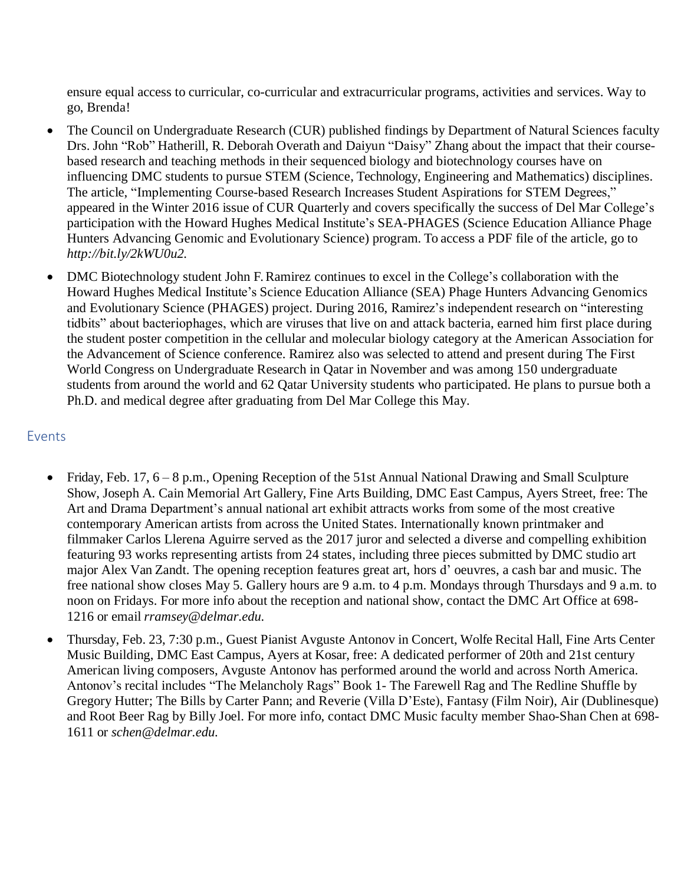ensure equal access to curricular, co-curricular and extracurricular programs, activities and services. Way to go, Brenda!

- The Council on Undergraduate Research (CUR) published findings by Department of Natural Sciences faculty Drs. John "Rob" Hatherill, R. Deborah Overath and Daiyun "Daisy" Zhang about the impact that their course-based research and teaching methods in their sequenced biology and biotechnology courses have on influencing DMC students to pursue STEM (Science, Technology, Engineering and Mathematics) disciplines. The article, "Implementing Course-based Research Increases Student Aspirations for STEM Degrees," appeared in the Winter 2016 issue of CUR Quarterly and covers specifically the success of Del Mar College's participation with the Howard Hughes Medical Institute's SEA-PHAGES (Science Education Alliance Phage Hunters Advancing Genomic and Evolutionary Science) program. To access a PDF file of the article, go to *http://bit.ly/2kWU0u2.*
- DMC Biotechnology student John F. Ramirez continues to excel in the College's collaboration with the Howard Hughes Medical Institute's Science Education Alliance (SEA) Phage Hunters Advancing Genomics and Evolutionary Science (PHAGES) project. During 2016, Ramirez's independent research on "interesting tidbits" about bacteriophages, which are viruses that live on and attack bacteria, earned him first place during the student poster competition in the cellular and molecular biology category at the American Association for the Advancement of Science conference. Ramirez also was selected to attend and present during The First World Congress on Undergraduate Research in Qatar in November and was among 150 undergraduate students from around the world and 62 Qatar University students who participated. He plans to pursue both a Ph.D. and medical degree after graduating from Del Mar College this May.

## Events

- Friday, Feb. 17, 6 – 8 p.m., Opening Reception of the 51st Annual National Drawing and Small Sculpture Show, Joseph A. Cain Memorial Art Gallery, Fine Arts Building, DMC East Campus, Ayers Street, free: The Art and Drama Department's annual national art exhibit attracts works from some of the most creative contemporary American artists from across the United States. Internationally known printmaker and filmmaker Carlos Llerena Aguirre served as the 2017 juror and selected a diverse and compelling exhibition featuring 93 works representing artists from 24 states, including three pieces submitted by DMC studio art major Alex Van Zandt. The opening reception features great art, hors d' oeuvres, a cash bar and music. The free national show closes May 5. Gallery hours are 9 a.m. to 4 p.m. Mondays through Thursdays and 9 a.m. to noon on Fridays. For more info about the reception and national show, contact the DMC Art Office at 698-1216 or email *rramsey@delmar.edu.*
- Thursday, Feb. 23, 7:30 p.m., Guest Pianist Avguste Antonov in Concert, Wolfe Recital Hall, Fine Arts Center Music Building, DMC East Campus, Ayers at Kosar, free: A dedicated performer of 20th and 21st century American living composers, Avguste Antonov has performed around the world and across North America. Antonov's recital includes "The Melancholy Rags" Book 1- The Farewell Rag and The Redline Shuffle by Gregory Hutter; The Bills by Carter Pann; and Reverie (Villa D'Este), Fantasy (Film Noir), Air (Dublinesque) and Root Beer Rag by Billy Joel. For more info, contact DMC Music faculty member Shao-Shan Chen at 698-1611 or *schen@delmar.edu.*